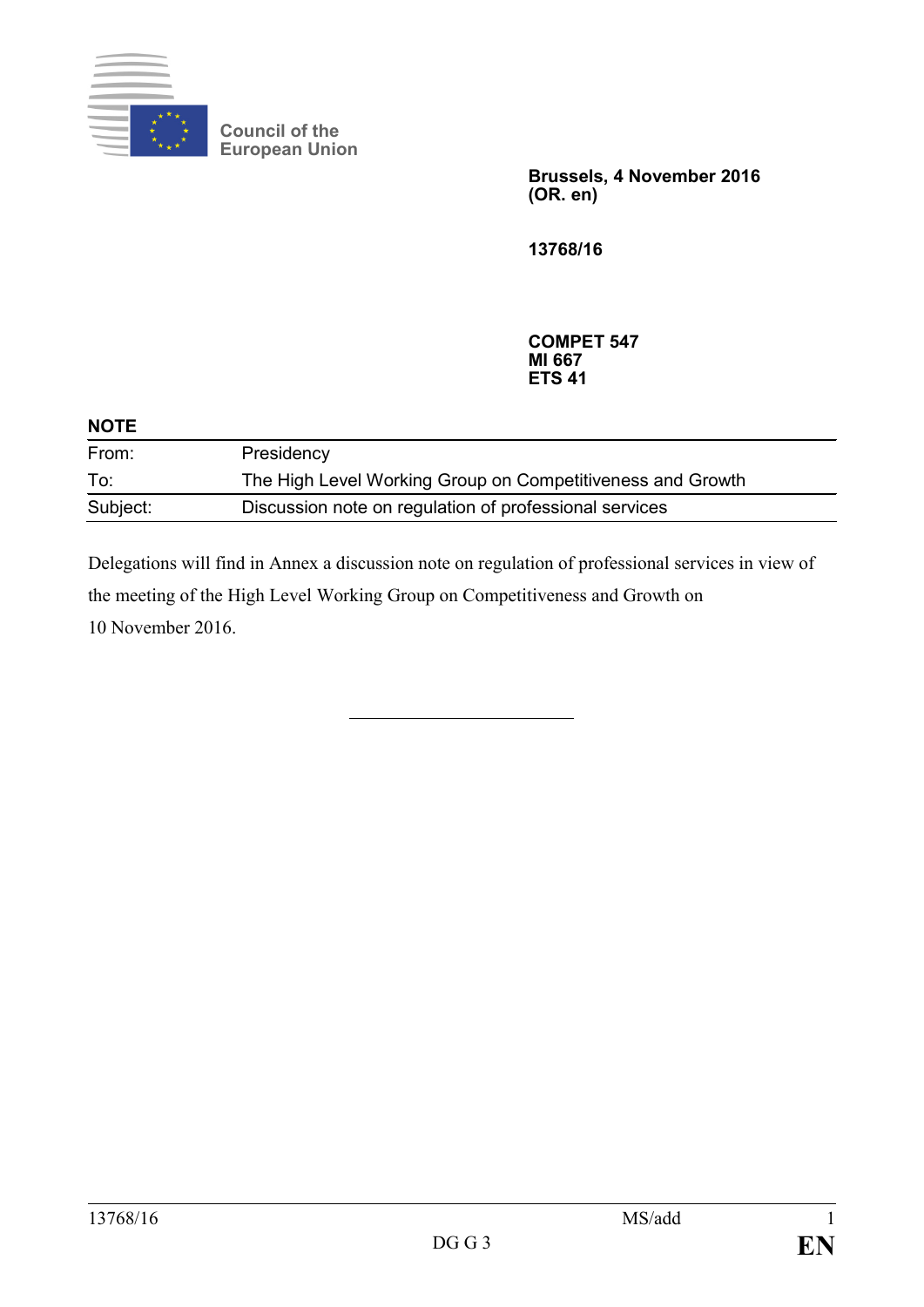Council of the European Union

**Brussels, 4 November 2016**
**(OR. en)**

**13768/16**

**COMPET 547**
**MI 667**
**ETS 41**

**NOTE**

| | |
|---|---|
| From: | Presidency |
| To: | The High Level Working Group on Competitiveness and Growth |
| Subject: | Discussion note on regulation of professional services |

Delegations will find in Annex a discussion note on regulation of professional services in view of the meeting of the High Level Working Group on Competitiveness and Growth on 10 November 2016.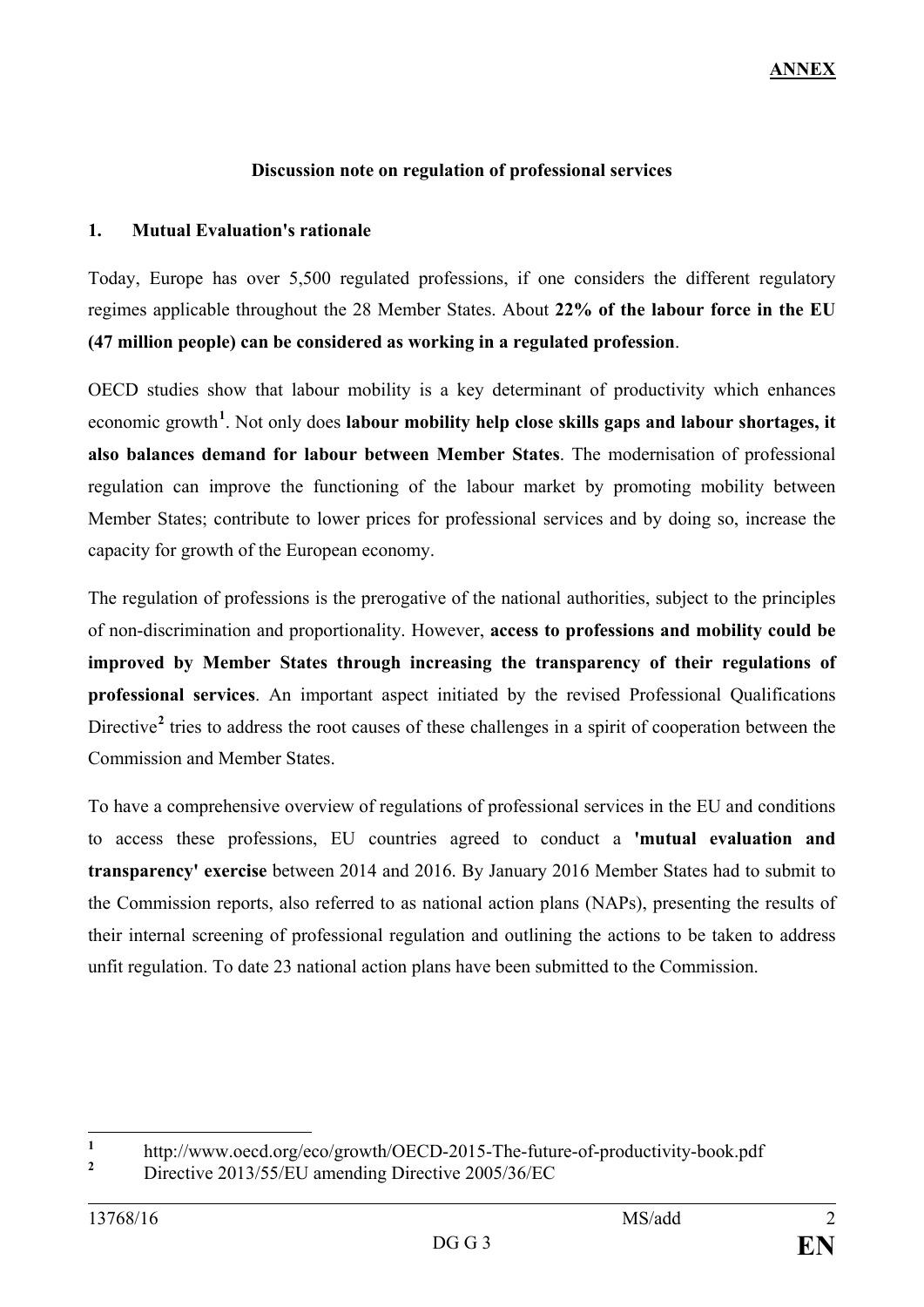**ANNEX**

## Discussion note on regulation of professional services

### 1. Mutual Evaluation's rationale

Today, Europe has over 5,500 regulated professions, if one considers the different regulatory regimes applicable throughout the 28 Member States. About **22% of the labour force in the EU (47 million people) can be considered as working in a regulated profession**.

OECD studies show that labour mobility is a key determinant of productivity which enhances economic growth[1]. Not only does **labour mobility help close skills gaps and labour shortages, it also balances demand for labour between Member States**. The modernisation of professional regulation can improve the functioning of the labour market by promoting mobility between Member States; contribute to lower prices for professional services and by doing so, increase the capacity for growth of the European economy.

The regulation of professions is the prerogative of the national authorities, subject to the principles of non-discrimination and proportionality. However, **access to professions and mobility could be improved by Member States through increasing the transparency of their regulations of professional services**. An important aspect initiated by the revised Professional Qualifications Directive[2] tries to address the root causes of these challenges in a spirit of cooperation between the Commission and Member States.

To have a comprehensive overview of regulations of professional services in the EU and conditions to access these professions, EU countries agreed to conduct a **'mutual evaluation and transparency' exercise** between 2014 and 2016. By January 2016 Member States had to submit to the Commission reports, also referred to as national action plans (NAPs), presenting the results of their internal screening of professional regulation and outlining the actions to be taken to address unfit regulation. To date 23 national action plans have been submitted to the Commission.

---

[1] http://www.oecd.org/eco/growth/OECD-2015-The-future-of-productivity-book.pdf

[2] Directive 2013/55/EU amending Directive 2005/36/EC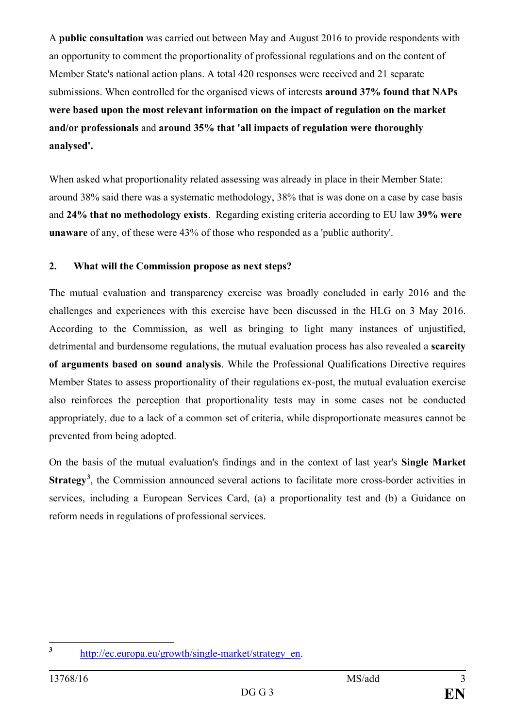A **public consultation** was carried out between May and August 2016 to provide respondents with an opportunity to comment the proportionality of professional regulations and on the content of Member State's national action plans. A total 420 responses were received and 21 separate submissions. When controlled for the organised views of interests **around 37% found that NAPs were based upon the most relevant information on the impact of regulation on the market and/or professionals** and **around 35% that 'all impacts of regulation were thoroughly analysed'.**

When asked what proportionality related assessing was already in place in their Member State: around 38% said there was a systematic methodology, 38% that is was done on a case by case basis and **24% that no methodology exists**. Regarding existing criteria according to EU law **39% were unaware** of any, of these were 43% of those who responded as a 'public authority'.

## 2. What will the Commission propose as next steps?

The mutual evaluation and transparency exercise was broadly concluded in early 2016 and the challenges and experiences with this exercise have been discussed in the HLG on 3 May 2016. According to the Commission, as well as bringing to light many instances of unjustified, detrimental and burdensome regulations, the mutual evaluation process has also revealed a **scarcity of arguments based on sound analysis**. While the Professional Qualifications Directive requires Member States to assess proportionality of their regulations ex-post, the mutual evaluation exercise also reinforces the perception that proportionality tests may in some cases not be conducted appropriately, due to a lack of a common set of criteria, while disproportionate measures cannot be prevented from being adopted.

On the basis of the mutual evaluation's findings and in the context of last year's **Single Market Strategy**[3], the Commission announced several actions to facilitate more cross-border activities in services, including a European Services Card, (a) a proportionality test and (b) a Guidance on reform needs in regulations of professional services.

---

[3] http://ec.europa.eu/growth/single-market/strategy_en.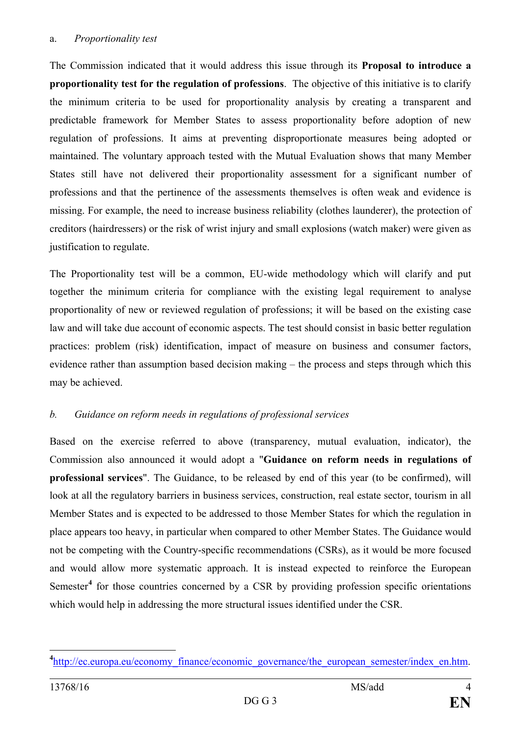a. *Proportionality test*

The Commission indicated that it would address this issue through its **Proposal to introduce a proportionality test for the regulation of professions**. The objective of this initiative is to clarify the minimum criteria to be used for proportionality analysis by creating a transparent and predictable framework for Member States to assess proportionality before adoption of new regulation of professions. It aims at preventing disproportionate measures being adopted or maintained. The voluntary approach tested with the Mutual Evaluation shows that many Member States still have not delivered their proportionality assessment for a significant number of professions and that the pertinence of the assessments themselves is often weak and evidence is missing. For example, the need to increase business reliability (clothes launderer), the protection of creditors (hairdressers) or the risk of wrist injury and small explosions (watch maker) were given as justification to regulate.

The Proportionality test will be a common, EU-wide methodology which will clarify and put together the minimum criteria for compliance with the existing legal requirement to analyse proportionality of new or reviewed regulation of professions; it will be based on the existing case law and will take due account of economic aspects. The test should consist in basic better regulation practices: problem (risk) identification, impact of measure on business and consumer factors, evidence rather than assumption based decision making – the process and steps through which this may be achieved.

*b. Guidance on reform needs in regulations of professional services*

Based on the exercise referred to above (transparency, mutual evaluation, indicator), the Commission also announced it would adopt a "**Guidance on reform needs in regulations of professional services**". The Guidance, to be released by end of this year (to be confirmed), will look at all the regulatory barriers in business services, construction, real estate sector, tourism in all Member States and is expected to be addressed to those Member States for which the regulation in place appears too heavy, in particular when compared to other Member States. The Guidance would not be competing with the Country-specific recommendations (CSRs), as it would be more focused and would allow more systematic approach. It is instead expected to reinforce the European Semester[4] for those countries concerned by a CSR by providing profession specific orientations which would help in addressing the more structural issues identified under the CSR.

---

[4] http://ec.europa.eu/economy_finance/economic_governance/the_european_semester/index_en.htm.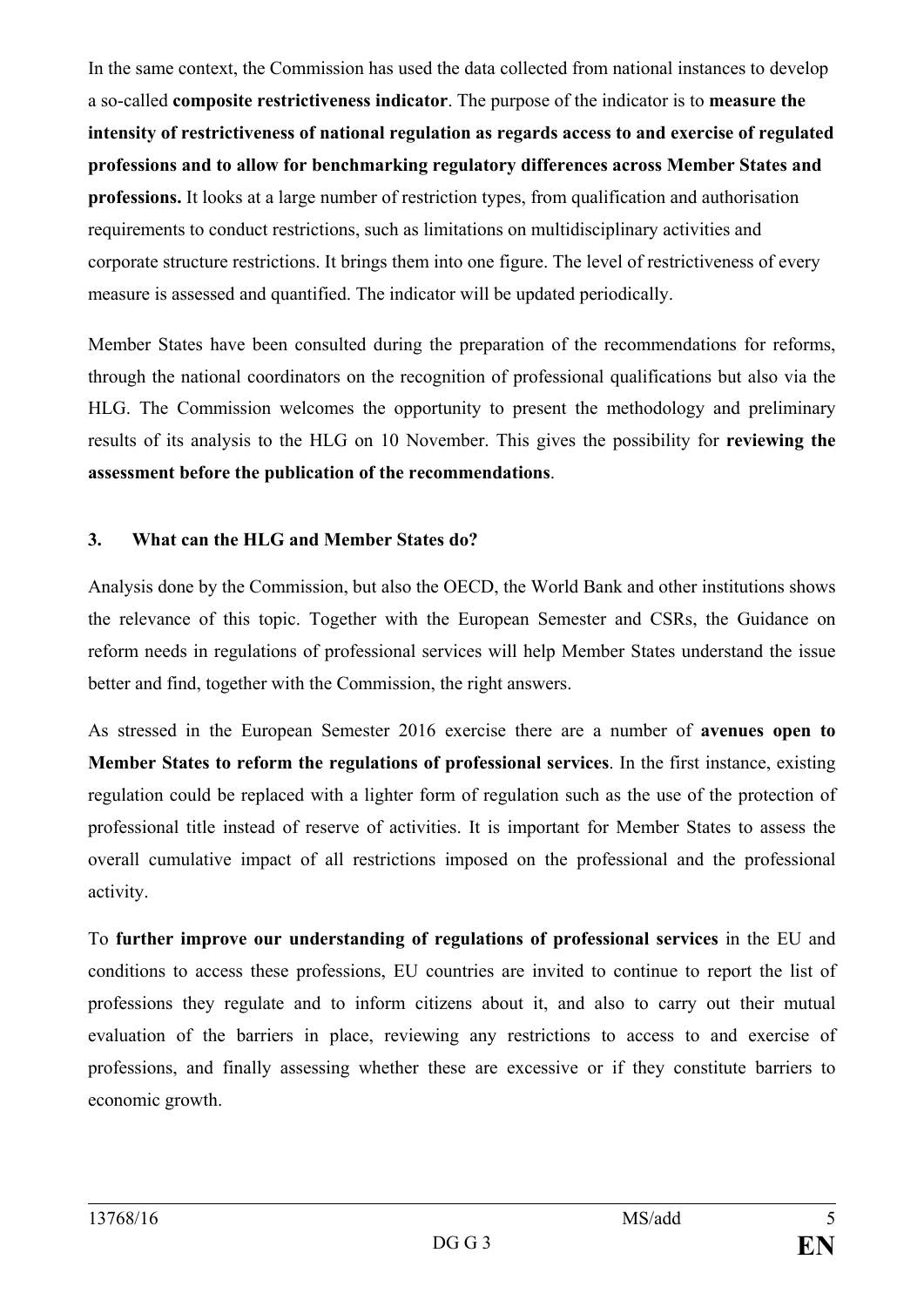In the same context, the Commission has used the data collected from national instances to develop a so-called **composite restrictiveness indicator**. The purpose of the indicator is to **measure the intensity of restrictiveness of national regulation as regards access to and exercise of regulated professions and to allow for benchmarking regulatory differences across Member States and professions.** It looks at a large number of restriction types, from qualification and authorisation requirements to conduct restrictions, such as limitations on multidisciplinary activities and corporate structure restrictions. It brings them into one figure. The level of restrictiveness of every measure is assessed and quantified. The indicator will be updated periodically.

Member States have been consulted during the preparation of the recommendations for reforms, through the national coordinators on the recognition of professional qualifications but also via the HLG. The Commission welcomes the opportunity to present the methodology and preliminary results of its analysis to the HLG on 10 November. This gives the possibility for **reviewing the assessment before the publication of the recommendations**.

### 3. What can the HLG and Member States do?

Analysis done by the Commission, but also the OECD, the World Bank and other institutions shows the relevance of this topic. Together with the European Semester and CSRs, the Guidance on reform needs in regulations of professional services will help Member States understand the issue better and find, together with the Commission, the right answers.

As stressed in the European Semester 2016 exercise there are a number of **avenues open to Member States to reform the regulations of professional services**. In the first instance, existing regulation could be replaced with a lighter form of regulation such as the use of the protection of professional title instead of reserve of activities. It is important for Member States to assess the overall cumulative impact of all restrictions imposed on the professional and the professional activity.

To **further improve our understanding of regulations of professional services** in the EU and conditions to access these professions, EU countries are invited to continue to report the list of professions they regulate and to inform citizens about it, and also to carry out their mutual evaluation of the barriers in place, reviewing any restrictions to access to and exercise of professions, and finally assessing whether these are excessive or if they constitute barriers to economic growth.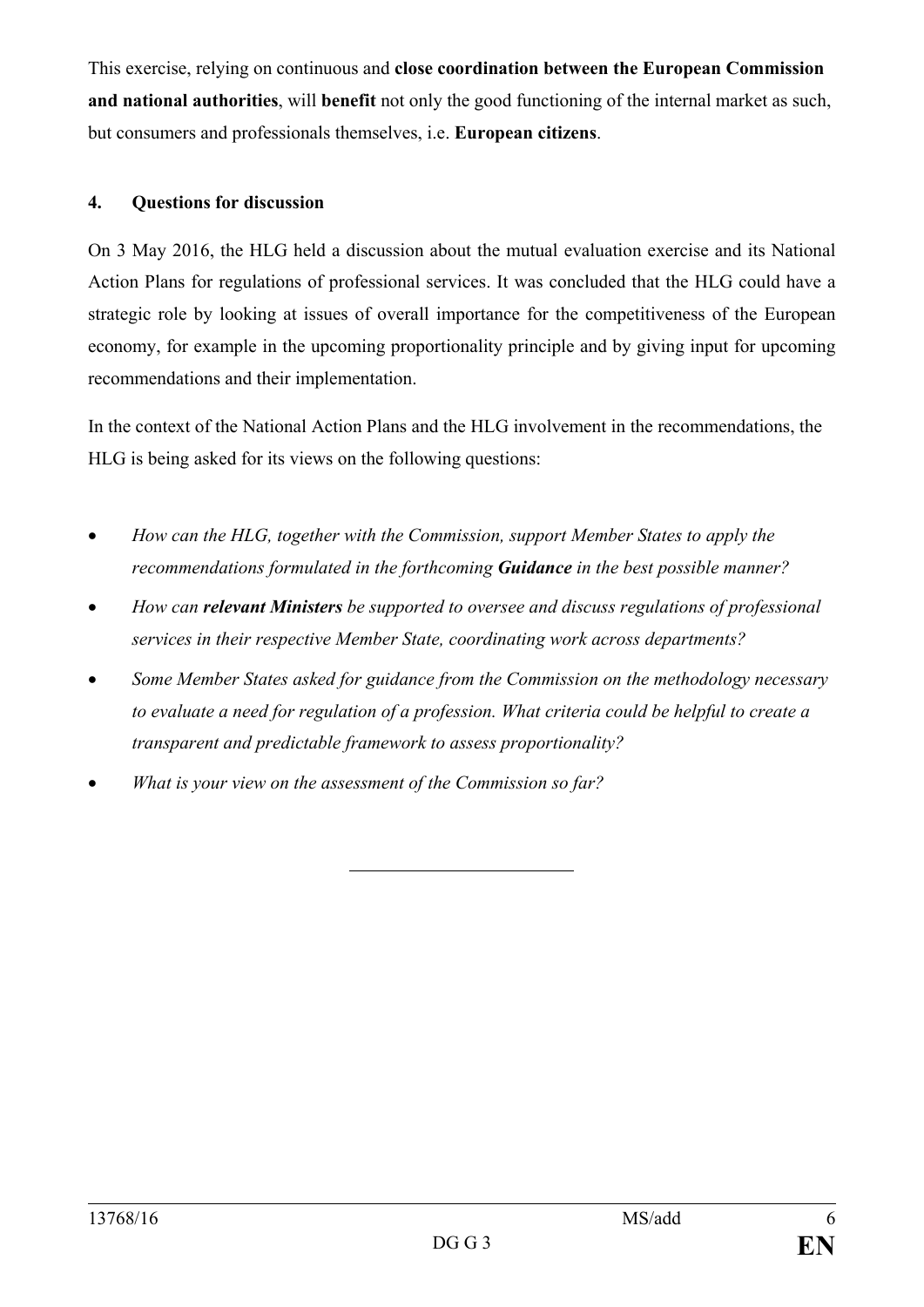This exercise, relying on continuous and **close coordination between the European Commission and national authorities**, will **benefit** not only the good functioning of the internal market as such, but consumers and professionals themselves, i.e. **European citizens**.

## 4. Questions for discussion

On 3 May 2016, the HLG held a discussion about the mutual evaluation exercise and its National Action Plans for regulations of professional services. It was concluded that the HLG could have a strategic role by looking at issues of overall importance for the competitiveness of the European economy, for example in the upcoming proportionality principle and by giving input for upcoming recommendations and their implementation.

In the context of the National Action Plans and the HLG involvement in the recommendations, the HLG is being asked for its views on the following questions:

- *How can the HLG, together with the Commission, support Member States to apply the recommendations formulated in the forthcoming **Guidance** in the best possible manner?*
- *How can **relevant Ministers** be supported to oversee and discuss regulations of professional services in their respective Member State, coordinating work across departments?*
- *Some Member States asked for guidance from the Commission on the methodology necessary to evaluate a need for regulation of a profession. What criteria could be helpful to create a transparent and predictable framework to assess proportionality?*
- *What is your view on the assessment of the Commission so far?*